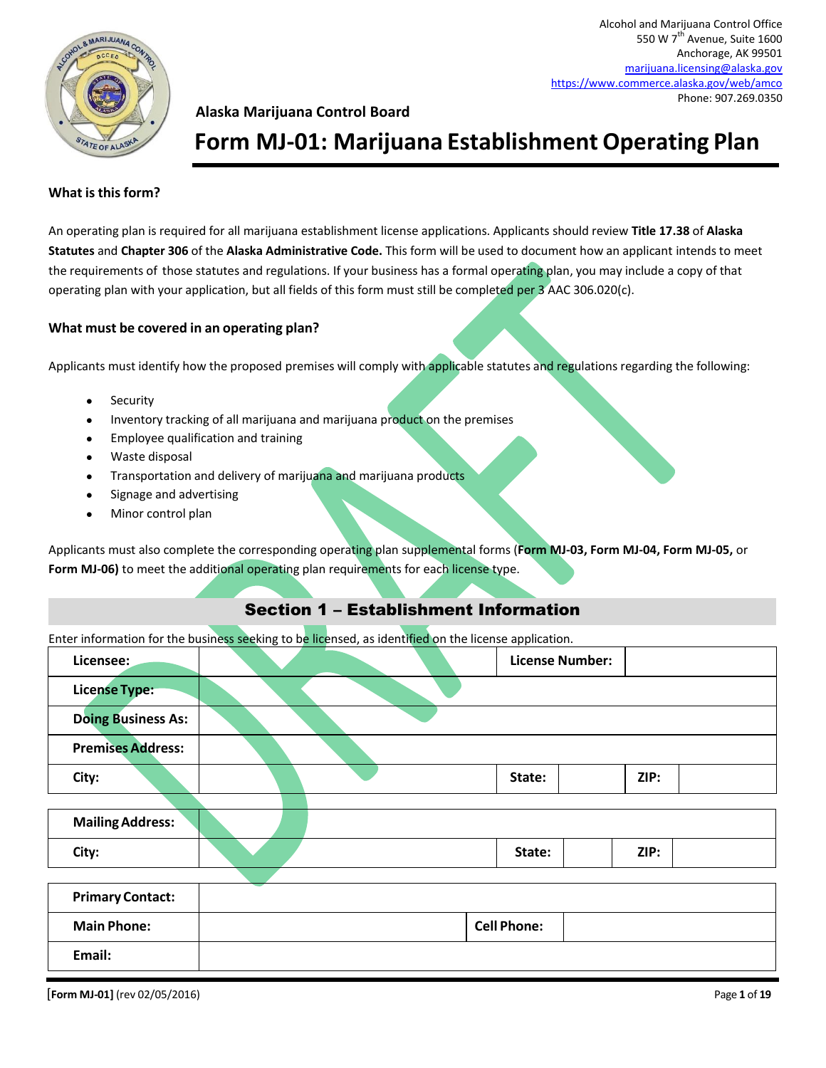Alcohol and Marijuana Control Office
550 W 7th Avenue, Suite 1600
Anchorage, AK 99501
marijuana.licensing@alaska.gov
https://www.commerce.alaska.gov/web/amco
Phone: 907.269.0350

**Alaska Marijuana Control Board**

# Form MJ-01: Marijuana Establishment Operating Plan

**What is this form?**

An operating plan is required for all marijuana establishment license applications. Applicants should review **Title 17.38** of **Alaska Statutes** and **Chapter 306** of the **Alaska Administrative Code.** This form will be used to document how an applicant intends to meet the requirements of those statutes and regulations. If your business has a formal operating plan, you may include a copy of that operating plan with your application, but all fields of this form must still be completed per 3 AAC 306.020(c).

**What must be covered in an operating plan?**

Applicants must identify how the proposed premises will comply with applicable statutes and regulations regarding the following:

- Security
- Inventory tracking of all marijuana and marijuana product on the premises
- Employee qualification and training
- Waste disposal
- Transportation and delivery of marijuana and marijuana products
- Signage and advertising
- Minor control plan

Applicants must also complete the corresponding operating plan supplemental forms (**Form MJ-03, Form MJ-04, Form MJ-05,** or **Form MJ-06)** to meet the additional operating plan requirements for each license type.

## Section 1 – Establishment Information

Enter information for the business seeking to be licensed, as identified on the license application.

| **Licensee:** | | **License Number:** | | | |
|---|---|---|---|---|---|
| **License Type:** | | | | | |
| **Doing Business As:** | | | | | |
| **Premises Address:** | | | | | |
| **City:** | | **State:** | | **ZIP:** | |

| **Mailing Address:** | | | | | |
|---|---|---|---|---|---|
| **City:** | | **State:** | | **ZIP:** | |

| **Primary Contact:** | | | |
|---|---|---|---|
| **Main Phone:** | | **Cell Phone:** | |
| **Email:** | | | |

[Form MJ-01] (rev 02/05/2016)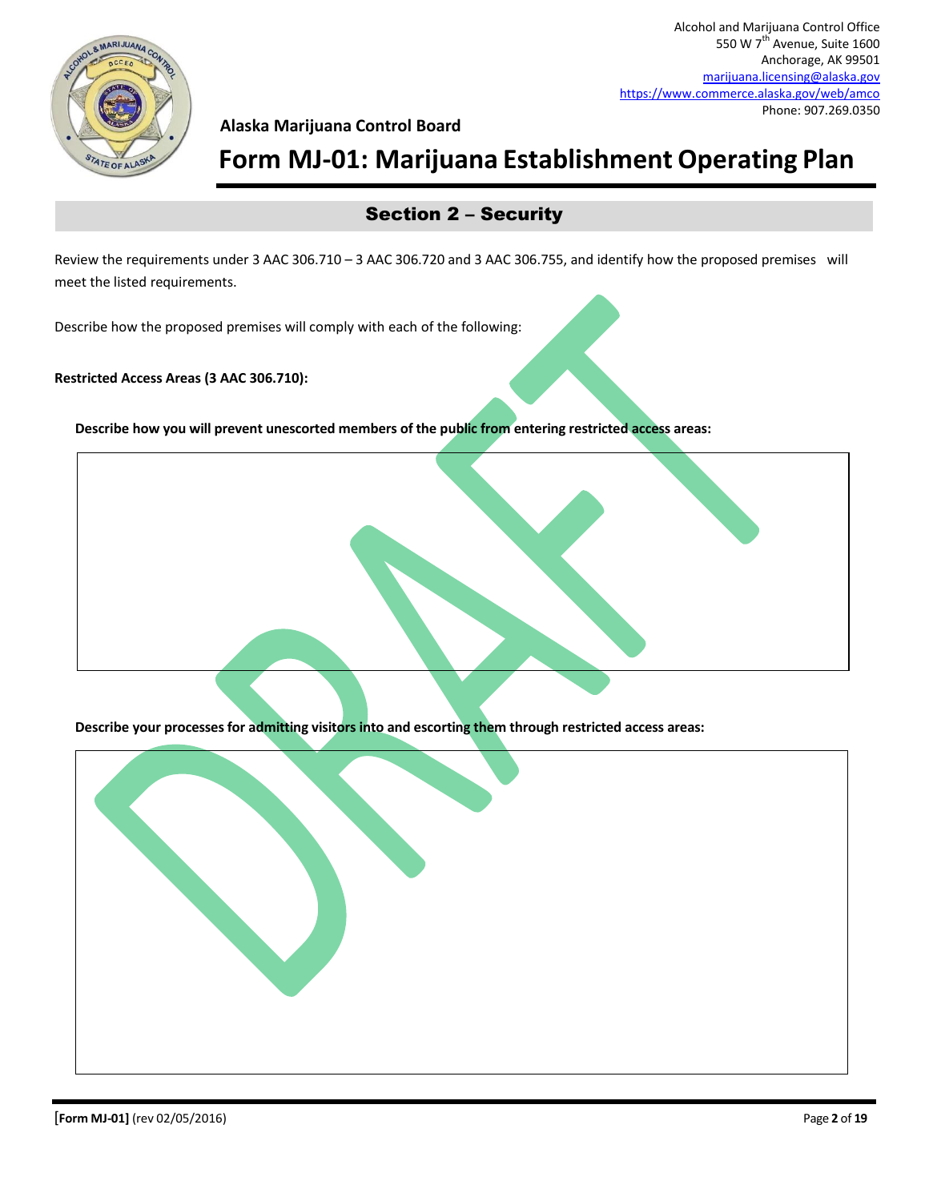Alcohol and Marijuana Control Office
550 W 7th Avenue, Suite 1600
Anchorage, AK 99501
marijuana.licensing@alaska.gov
https://www.commerce.alaska.gov/web/amco
Phone: 907.269.0350

**Alaska Marijuana Control Board**

# Form MJ-01: Marijuana Establishment Operating Plan

## Section 2 – Security

Review the requirements under 3 AAC 306.710 – 3 AAC 306.720 and 3 AAC 306.755, and identify how the proposed premises will meet the listed requirements.

Describe how the proposed premises will comply with each of the following:

**Restricted Access Areas (3 AAC 306.710):**

**Describe how you will prevent unescorted members of the public from entering restricted access areas:**

| |
|---|
| |

**Describe your processes for admitting visitors into and escorting them through restricted access areas:**

| |
|---|
| |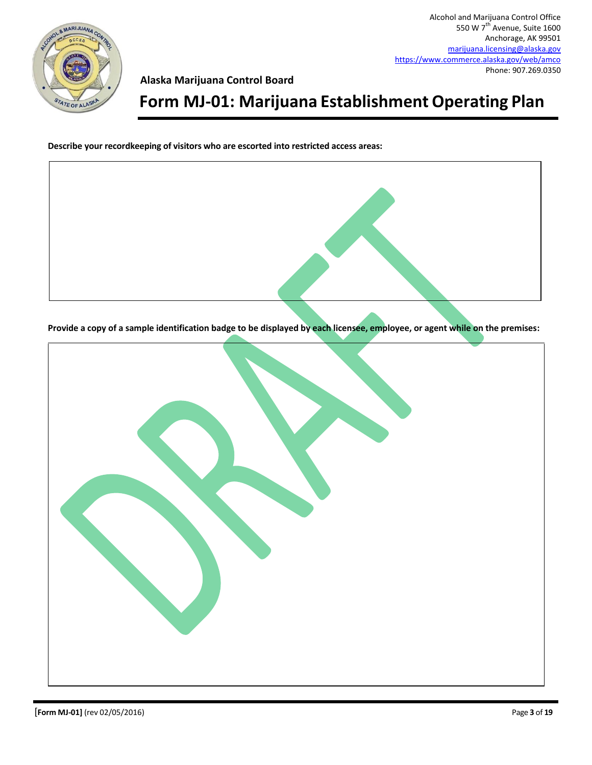Describe your recordkeeping of visitors who are escorted into restricted access areas:

Provide a copy of a sample identification badge to be displayed by each licensee, employee, or agent while on the premises: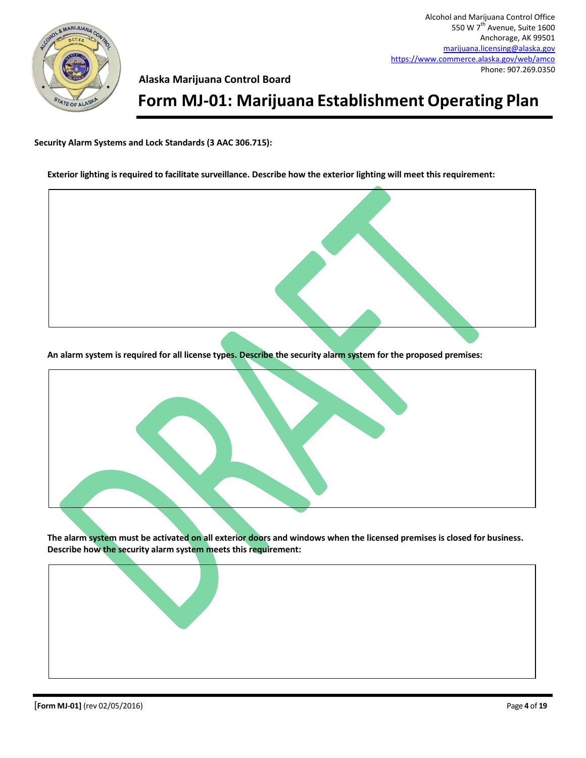## Security Alarm Systems and Lock Standards (3 AAC 306.715):

**Exterior lighting is required to facilitate surveillance. Describe how the exterior lighting will meet this requirement:**

**An alarm system is required for all license types. Describe the security alarm system for the proposed premises:**

**The alarm system must be activated on all exterior doors and windows when the licensed premises is closed for business. Describe how the security alarm system meets this requirement:**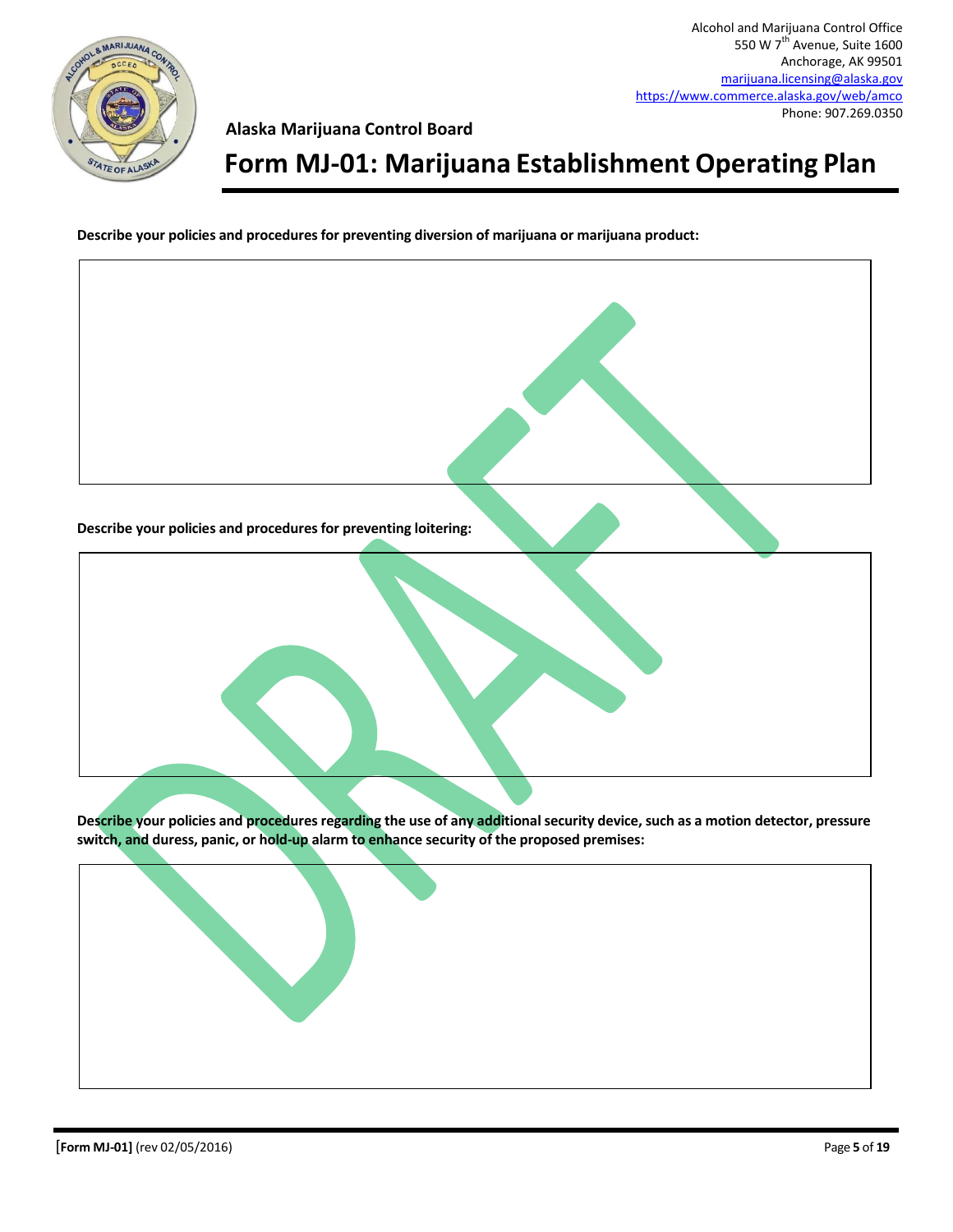Alcohol and Marijuana Control Office
550 W 7th Avenue, Suite 1600
Anchorage, AK 99501
marijuana.licensing@alaska.gov
https://www.commerce.alaska.gov/web/amco
Phone: 907.269.0350

**Alaska Marijuana Control Board**

# Form MJ-01: Marijuana Establishment Operating Plan

**Describe your policies and procedures for preventing diversion of marijuana or marijuana product:**

**Describe your policies and procedures for preventing loitering:**

**Describe your policies and procedures regarding the use of any additional security device, such as a motion detector, pressure switch, and duress, panic, or hold-up alarm to enhance security of the proposed premises:**

DRAFT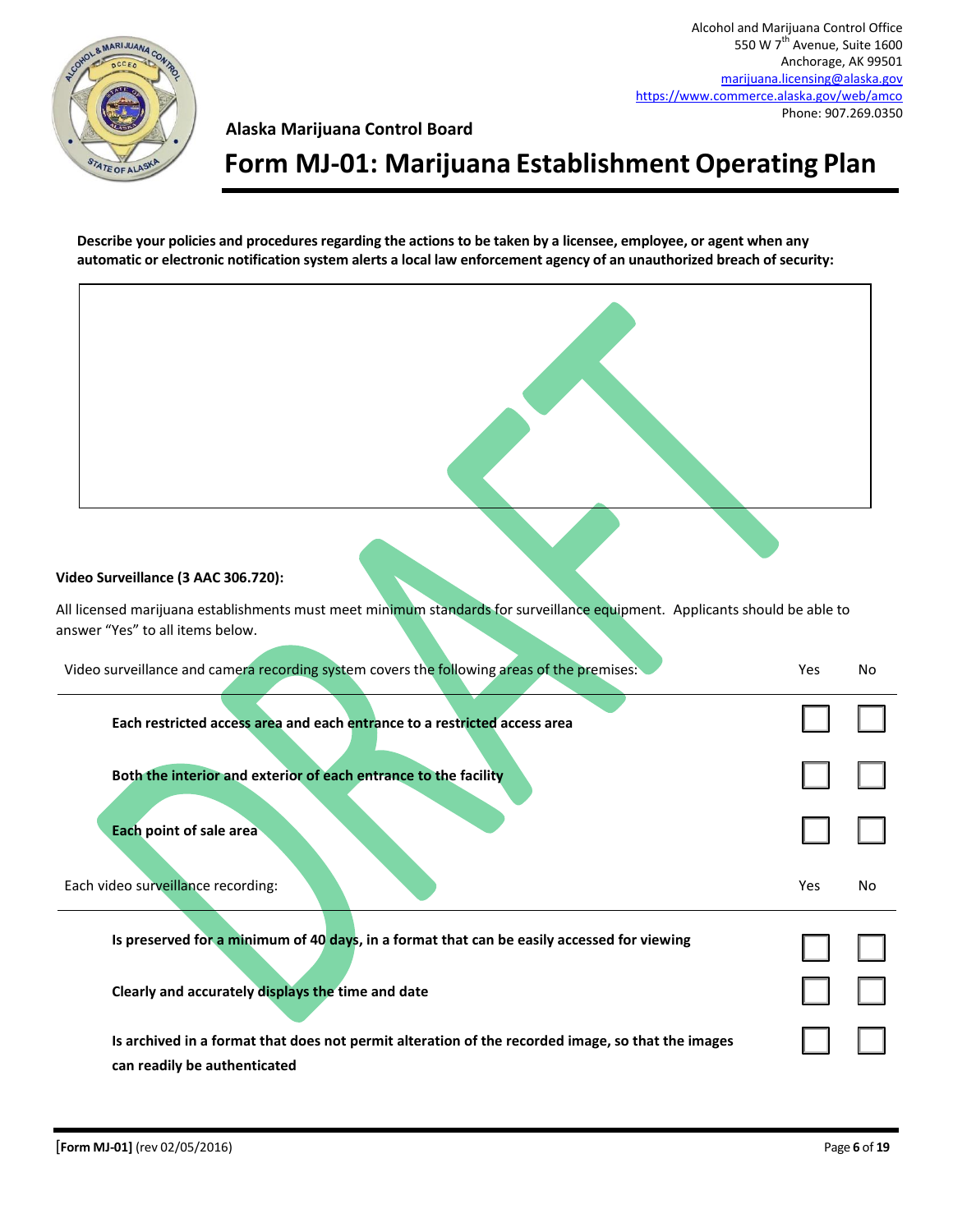Alcohol and Marijuana Control Office
550 W 7th Avenue, Suite 1600
Anchorage, AK 99501
marijuana.licensing@alaska.gov
https://www.commerce.alaska.gov/web/amco
Phone: 907.269.0350

**Alaska Marijuana Control Board**

# Form MJ-01: Marijuana Establishment Operating Plan

**Describe your policies and procedures regarding the actions to be taken by a licensee, employee, or agent when any automatic or electronic notification system alerts a local law enforcement agency of an unauthorized breach of security:**

| |
|---|
| |

**Video Surveillance (3 AAC 306.720):**

All licensed marijuana establishments must meet minimum standards for surveillance equipment. Applicants should be able to answer "Yes" to all items below.

| Video surveillance and camera recording system covers the following areas of the premises: | Yes | No |
|---|---|---|
| **Each restricted access area and each entrance to a restricted access area** | ☐ | ☐ |
| **Both the interior and exterior of each entrance to the facility** | ☐ | ☐ |
| **Each point of sale area** | ☐ | ☐ |

| Each video surveillance recording: | Yes | No |
|---|---|---|
| **Is preserved for a minimum of 40 days, in a format that can be easily accessed for viewing** | ☐ | ☐ |
| **Clearly and accurately displays the time and date** | ☐ | ☐ |
| **Is archived in a format that does not permit alteration of the recorded image, so that the images can readily be authenticated** | ☐ | ☐ |

[Form MJ-01] (rev 02/05/2016)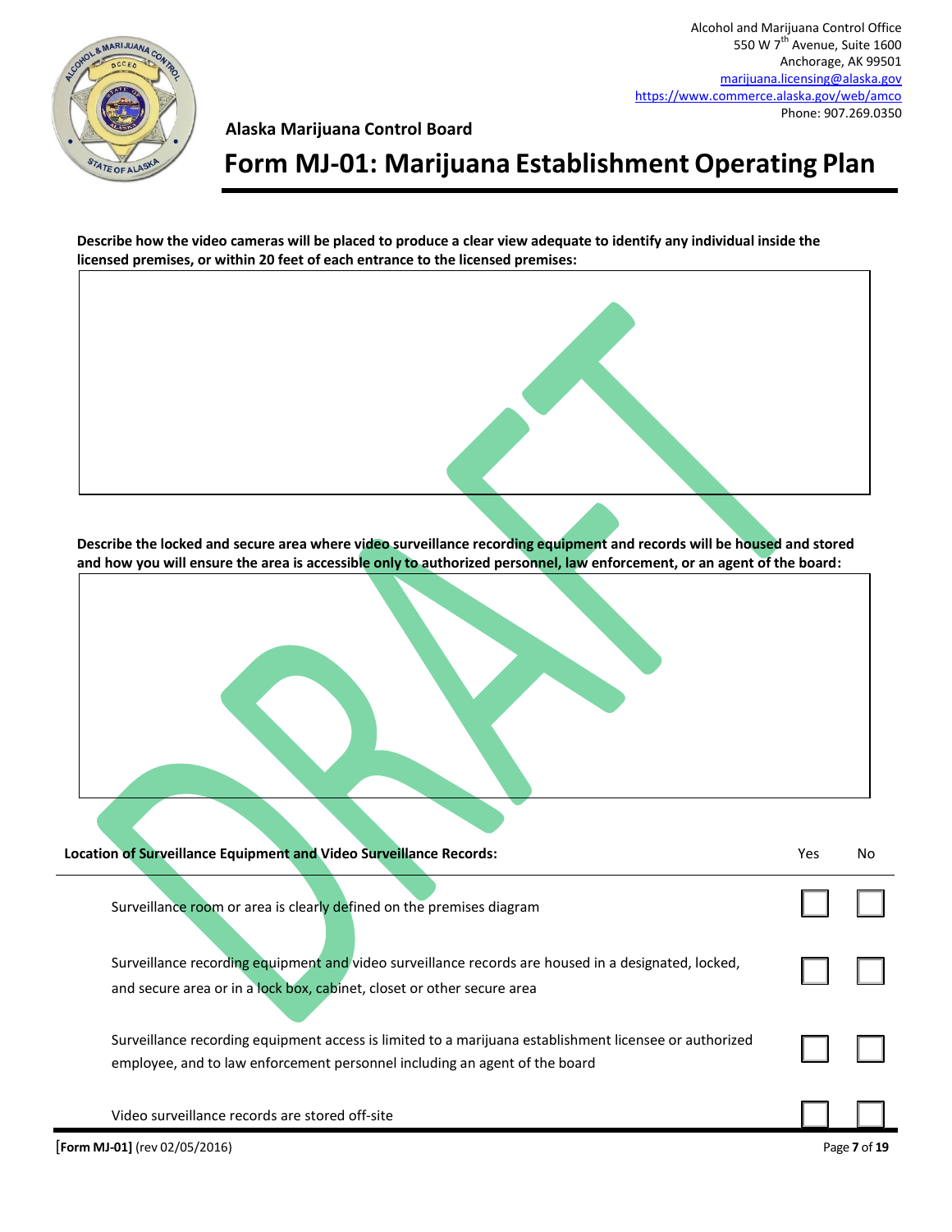Alcohol and Marijuana Control Office
550 W 7th Avenue, Suite 1600
Anchorage, AK 99501
marijuana.licensing@alaska.gov
https://www.commerce.alaska.gov/web/amco
Phone: 907.269.0350

**Alaska Marijuana Control Board**

# Form MJ-01: Marijuana Establishment Operating Plan

**Describe how the video cameras will be placed to produce a clear view adequate to identify any individual inside the licensed premises, or within 20 feet of each entrance to the licensed premises:**

| |
|---|
| |

**Describe the locked and secure area where video surveillance recording equipment and records will be housed and stored and how you will ensure the area is accessible only to authorized personnel, law enforcement, or an agent of the board:**

| |
|---|
| |

| Location of Surveillance Equipment and Video Surveillance Records: | Yes | No |
|---|---|---|
| Surveillance room or area is clearly defined on the premises diagram | ☐ | ☐ |
| Surveillance recording equipment and video surveillance records are housed in a designated, locked, and secure area or in a lock box, cabinet, closet or other secure area | ☐ | ☐ |
| Surveillance recording equipment access is limited to a marijuana establishment licensee or authorized employee, and to law enforcement personnel including an agent of the board | ☐ | ☐ |
| Video surveillance records are stored off-site | ☐ | ☐ |

[Form MJ-01] (rev 02/05/2016)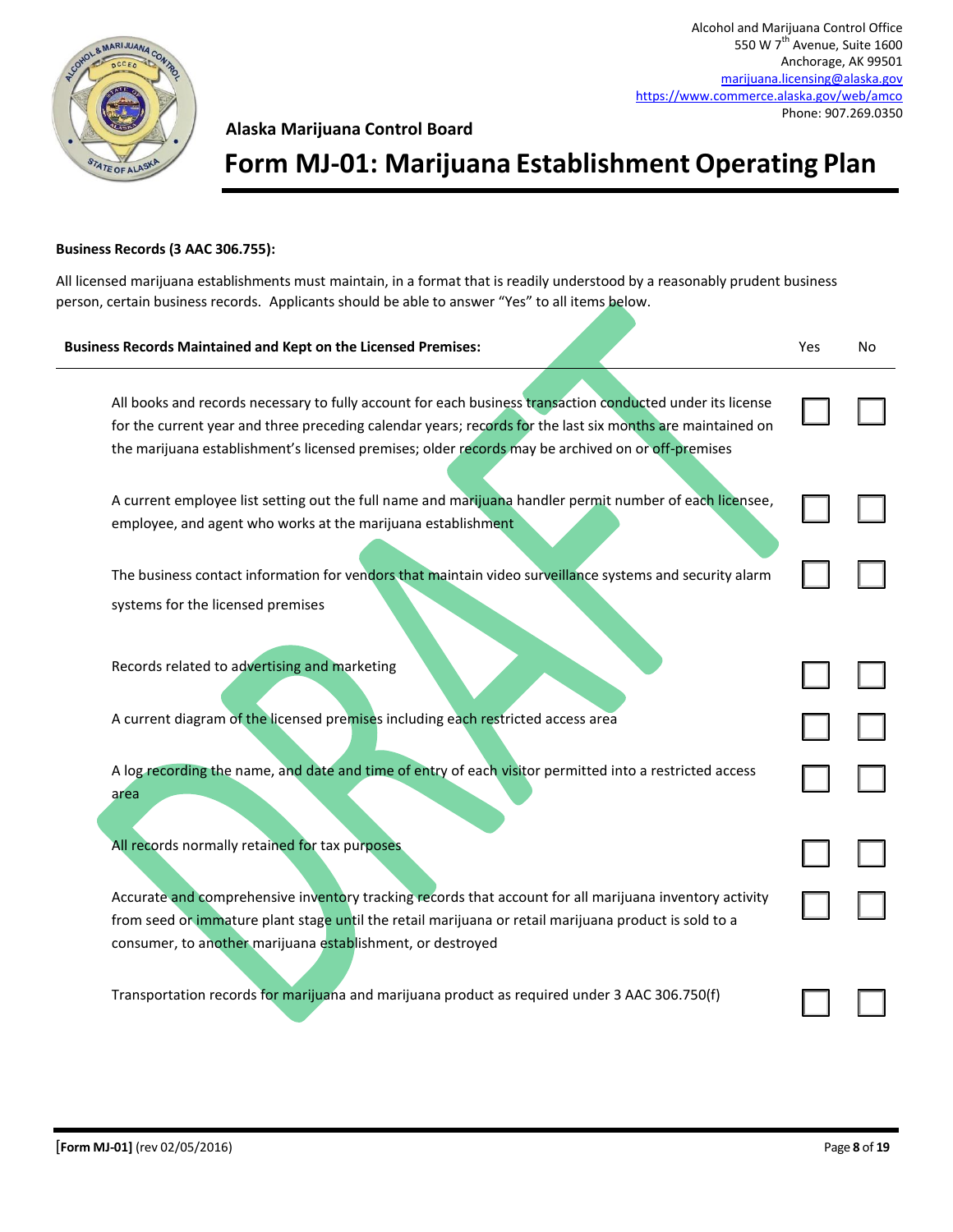Alcohol and Marijuana Control Office
550 W 7th Avenue, Suite 1600
Anchorage, AK 99501
marijuana.licensing@alaska.gov
https://www.commerce.alaska.gov/web/amco
Phone: 907.269.0350

**Alaska Marijuana Control Board**

# Form MJ-01: Marijuana Establishment Operating Plan

**Business Records (3 AAC 306.755):**

All licensed marijuana establishments must maintain, in a format that is readily understood by a reasonably prudent business person, certain business records. Applicants should be able to answer "Yes" to all items below.

| Business Records Maintained and Kept on the Licensed Premises: | Yes | No |
|---|---|---|
| All books and records necessary to fully account for each business transaction conducted under its license for the current year and three preceding calendar years; records for the last six months are maintained on the marijuana establishment's licensed premises; older records may be archived on or off-premises | ☐ | ☐ |
| A current employee list setting out the full name and marijuana handler permit number of each licensee, employee, and agent who works at the marijuana establishment | ☐ | ☐ |
| The business contact information for vendors that maintain video surveillance systems and security alarm systems for the licensed premises | ☐ | ☐ |
| Records related to advertising and marketing | ☐ | ☐ |
| A current diagram of the licensed premises including each restricted access area | ☐ | ☐ |
| A log recording the name, and date and time of entry of each visitor permitted into a restricted access area | ☐ | ☐ |
| All records normally retained for tax purposes | ☐ | ☐ |
| Accurate and comprehensive inventory tracking records that account for all marijuana inventory activity from seed or immature plant stage until the retail marijuana or retail marijuana product is sold to a consumer, to another marijuana establishment, or destroyed | ☐ | ☐ |
| Transportation records for marijuana and marijuana product as required under 3 AAC 306.750(f) | ☐ | ☐ |

**[Form MJ-01]** (rev 02/05/2016)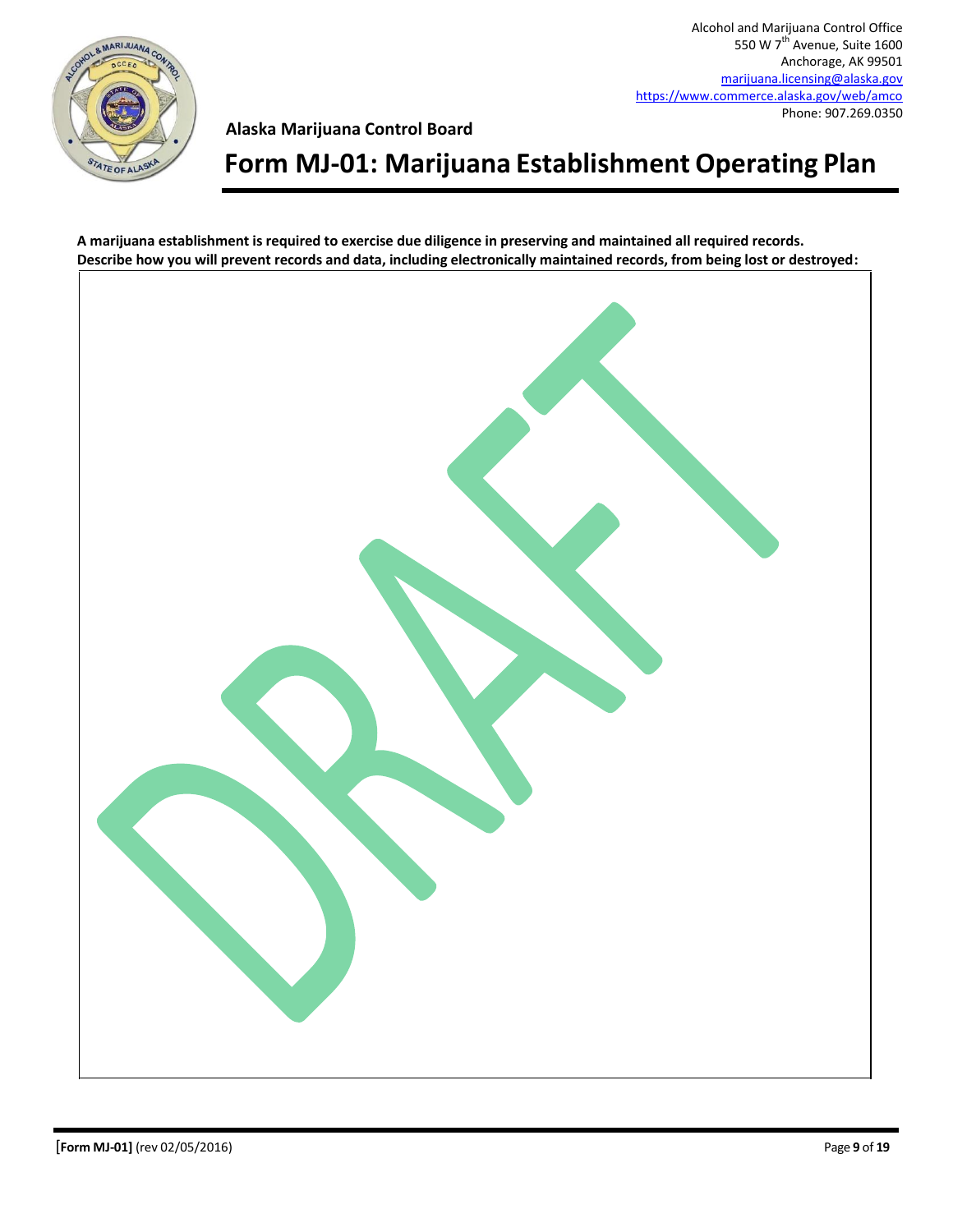Alcohol and Marijuana Control Office
550 W 7th Avenue, Suite 1600
Anchorage, AK 99501
marijuana.licensing@alaska.gov
https://www.commerce.alaska.gov/web/amco
Phone: 907.269.0350

**Alaska Marijuana Control Board**

# Form MJ-01: Marijuana Establishment Operating Plan

**A marijuana establishment is required to exercise due diligence in preserving and maintained all required records. Describe how you will prevent records and data, including electronically maintained records, from being lost or destroyed:**

DRAFT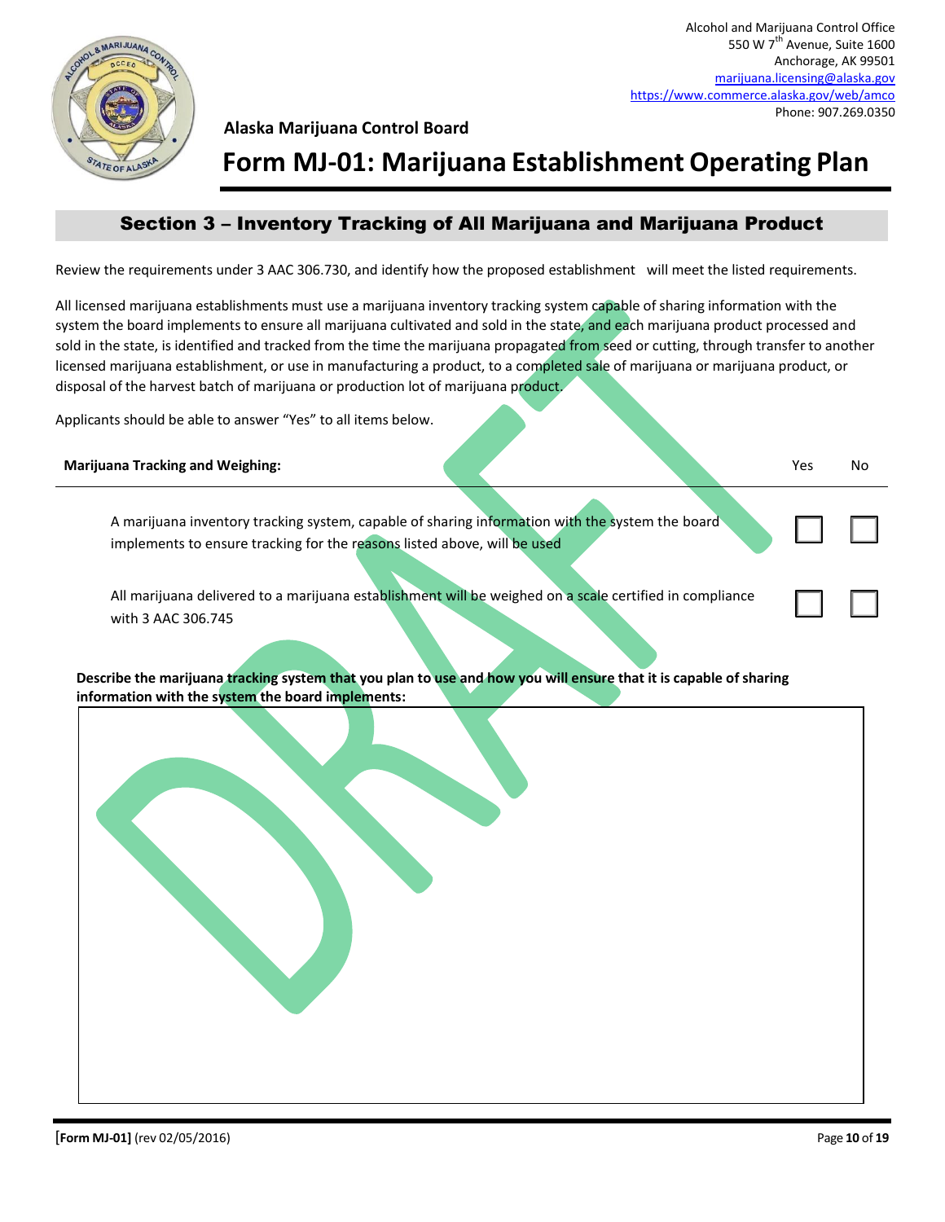Alcohol and Marijuana Control Office
550 W 7th Avenue, Suite 1600
Anchorage, AK 99501
marijuana.licensing@alaska.gov
https://www.commerce.alaska.gov/web/amco
Phone: 907.269.0350

**Alaska Marijuana Control Board**

# Form MJ-01: Marijuana Establishment Operating Plan

## Section 3 – Inventory Tracking of All Marijuana and Marijuana Product

Review the requirements under 3 AAC 306.730, and identify how the proposed establishment will meet the listed requirements.

All licensed marijuana establishments must use a marijuana inventory tracking system capable of sharing information with the system the board implements to ensure all marijuana cultivated and sold in the state, and each marijuana product processed and sold in the state, is identified and tracked from the time the marijuana propagated from seed or cutting, through transfer to another licensed marijuana establishment, or use in manufacturing a product, to a completed sale of marijuana or marijuana product, or disposal of the harvest batch of marijuana or production lot of marijuana product.

Applicants should be able to answer "Yes" to all items below.

| **Marijuana Tracking and Weighing:** | Yes | No |
|---|---|---|
| A marijuana inventory tracking system, capable of sharing information with the system the board implements to ensure tracking for the reasons listed above, will be used | ☐ | ☐ |
| All marijuana delivered to a marijuana establishment will be weighed on a scale certified in compliance with 3 AAC 306.745 | ☐ | ☐ |

**Describe the marijuana tracking system that you plan to use and how you will ensure that it is capable of sharing information with the system the board implements:**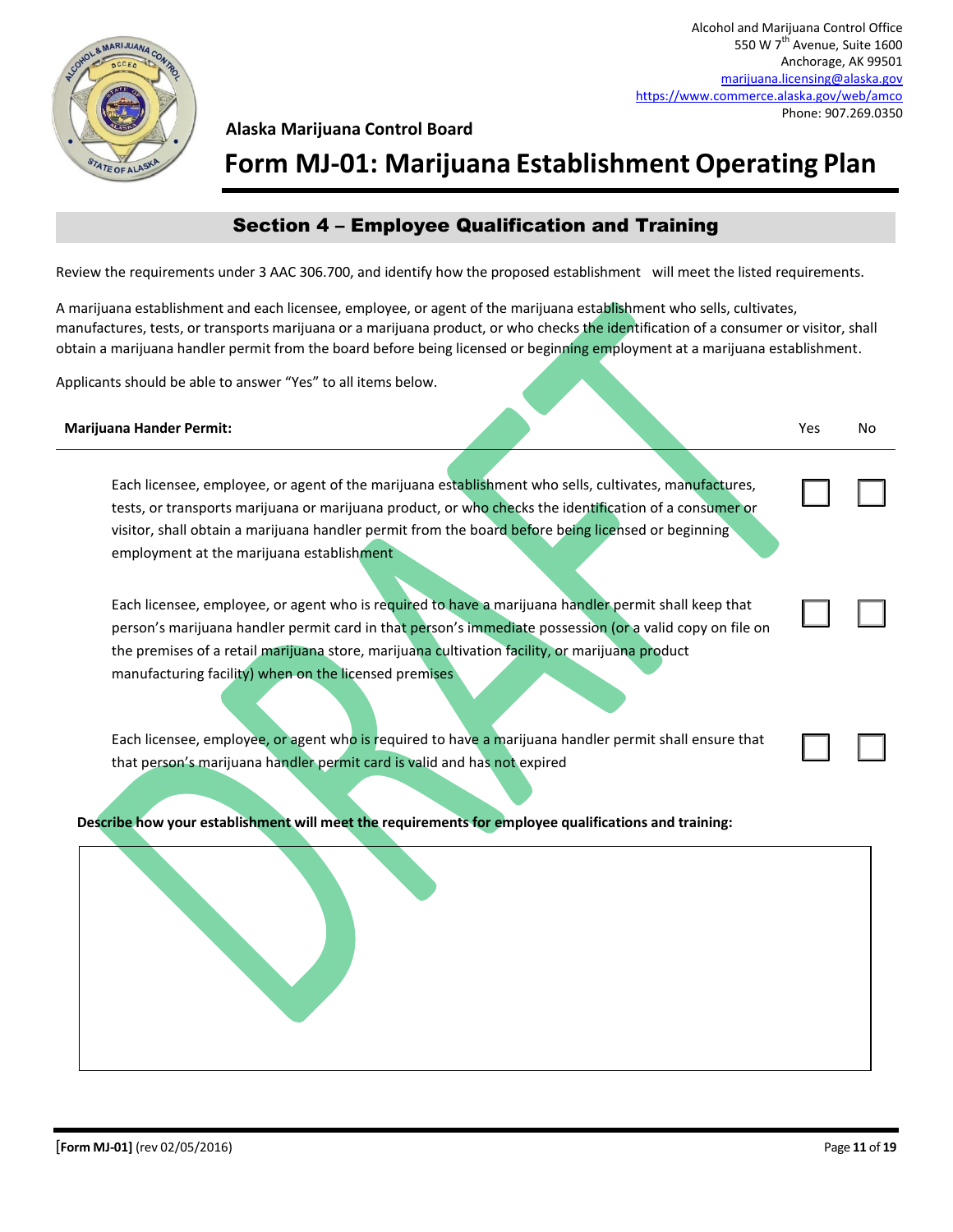Alcohol and Marijuana Control Office
550 W 7th Avenue, Suite 1600
Anchorage, AK 99501
marijuana.licensing@alaska.gov
https://www.commerce.alaska.gov/web/amco
Phone: 907.269.0350

**Alaska Marijuana Control Board**

# Form MJ-01: Marijuana Establishment Operating Plan

## Section 4 – Employee Qualification and Training

Review the requirements under 3 AAC 306.700, and identify how the proposed establishment will meet the listed requirements.

A marijuana establishment and each licensee, employee, or agent of the marijuana establishment who sells, cultivates, manufactures, tests, or transports marijuana or a marijuana product, or who checks the identification of a consumer or visitor, shall obtain a marijuana handler permit from the board before being licensed or beginning employment at a marijuana establishment.

Applicants should be able to answer "Yes" to all items below.

| Marijuana Hander Permit: | Yes | No |
|---|---|---|
| Each licensee, employee, or agent of the marijuana establishment who sells, cultivates, manufactures, tests, or transports marijuana or marijuana product, or who checks the identification of a consumer or visitor, shall obtain a marijuana handler permit from the board before being licensed or beginning employment at the marijuana establishment | ☐ | ☐ |
| Each licensee, employee, or agent who is required to have a marijuana handler permit shall keep that person's marijuana handler permit card in that person's immediate possession (or a valid copy on file on the premises of a retail marijuana store, marijuana cultivation facility, or marijuana product manufacturing facility) when on the licensed premises | ☐ | ☐ |
| Each licensee, employee, or agent who is required to have a marijuana handler permit shall ensure that that person's marijuana handler permit card is valid and has not expired | ☐ | ☐ |

**Describe how your establishment will meet the requirements for employee qualifications and training:**

[Form MJ-01] (rev 02/05/2016)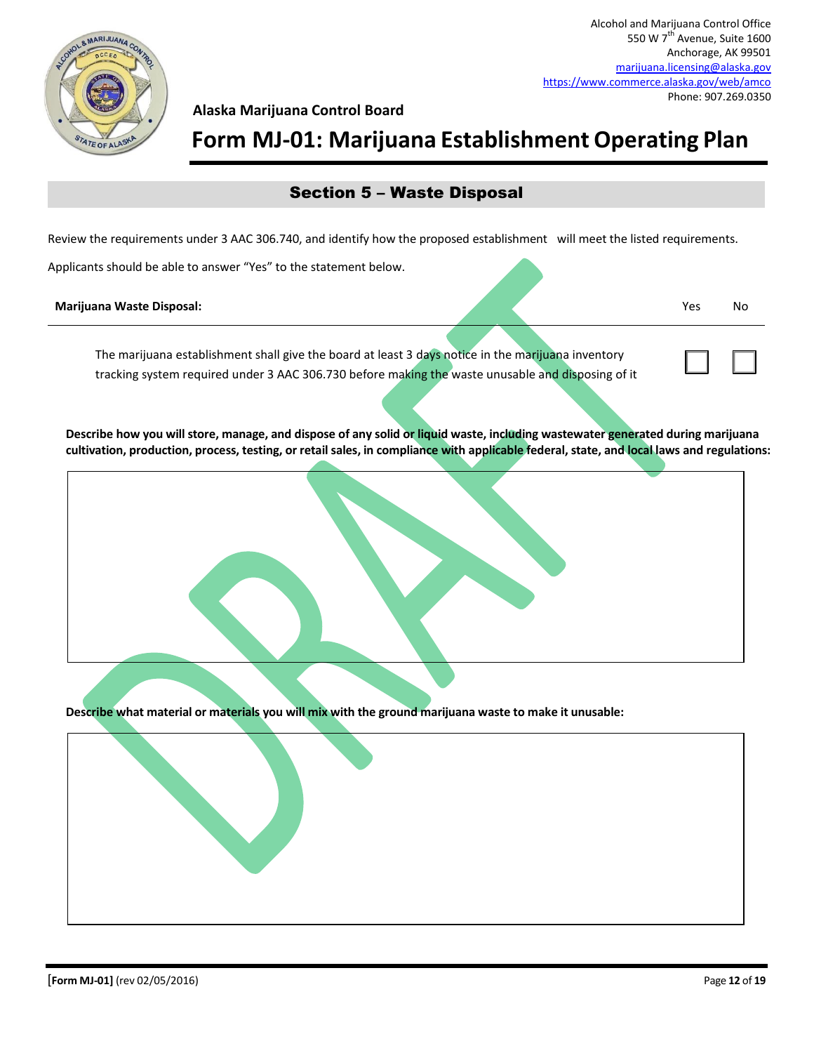Alcohol and Marijuana Control Office
550 W 7th Avenue, Suite 1600
Anchorage, AK 99501
marijuana.licensing@alaska.gov
https://www.commerce.alaska.gov/web/amco
Phone: 907.269.0350

**Alaska Marijuana Control Board**

# Form MJ-01: Marijuana Establishment Operating Plan

## Section 5 – Waste Disposal

Review the requirements under 3 AAC 306.740, and identify how the proposed establishment will meet the listed requirements.

Applicants should be able to answer "Yes" to the statement below.

| **Marijuana Waste Disposal:** | Yes | No |
|---|---|---|
| The marijuana establishment shall give the board at least 3 days notice in the marijuana inventory tracking system required under 3 AAC 306.730 before making the waste unusable and disposing of it | ☐ | ☐ |

**Describe how you will store, manage, and dispose of any solid or liquid waste, including wastewater generated during marijuana cultivation, production, process, testing, or retail sales, in compliance with applicable federal, state, and local laws and regulations:**

**Describe what material or materials you will mix with the ground marijuana waste to make it unusable:**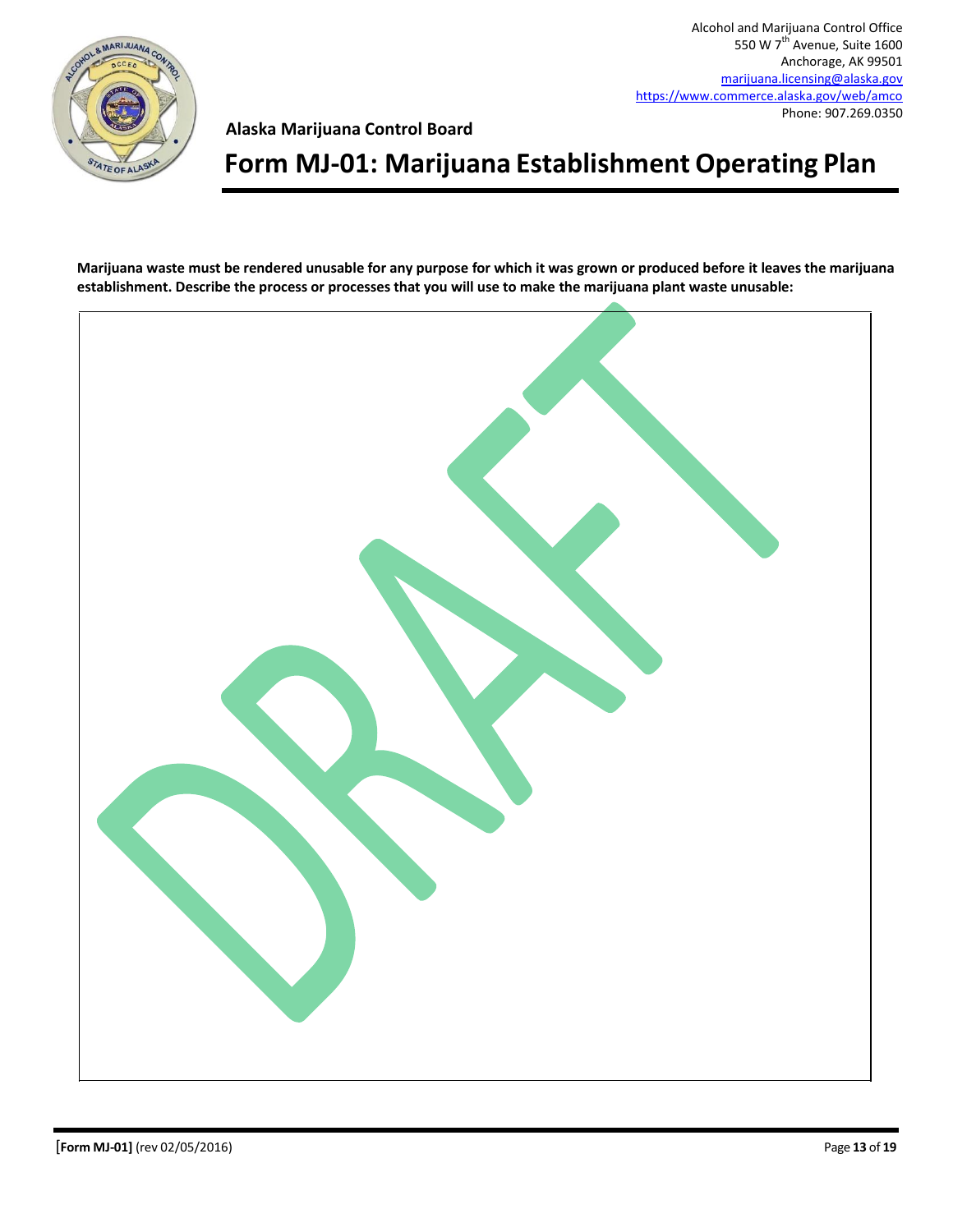**Marijuana waste must be rendered unusable for any purpose for which it was grown or produced before it leaves the marijuana establishment. Describe the process or processes that you will use to make the marijuana plant waste unusable:**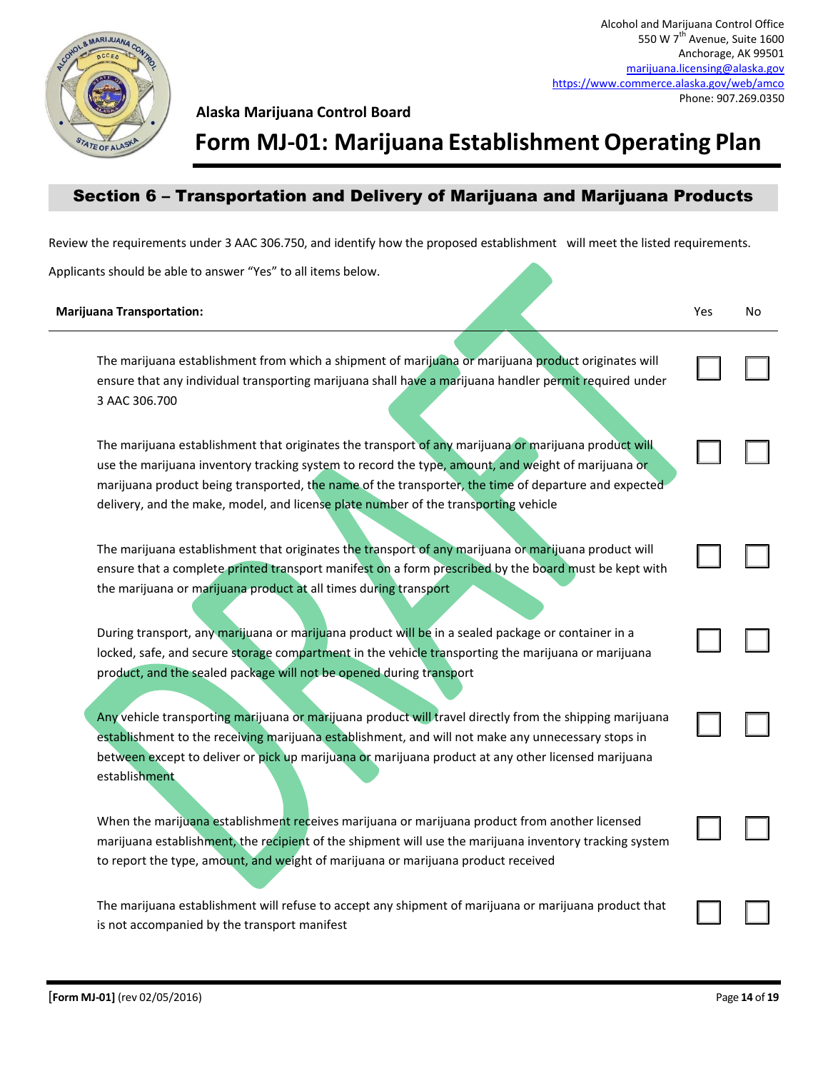Alcohol and Marijuana Control Office
550 W 7th Avenue, Suite 1600
Anchorage, AK 99501
marijuana.licensing@alaska.gov
https://www.commerce.alaska.gov/web/amco
Phone: 907.269.0350

**Alaska Marijuana Control Board**

# Form MJ-01: Marijuana Establishment Operating Plan

## Section 6 – Transportation and Delivery of Marijuana and Marijuana Products

Review the requirements under 3 AAC 306.750, and identify how the proposed establishment will meet the listed requirements.

Applicants should be able to answer "Yes" to all items below.

| **Marijuana Transportation:** | Yes | No |
|---|---|---|
| The marijuana establishment from which a shipment of marijuana or marijuana product originates will ensure that any individual transporting marijuana shall have a marijuana handler permit required under 3 AAC 306.700 | ☐ | ☐ |
| The marijuana establishment that originates the transport of any marijuana or marijuana product will use the marijuana inventory tracking system to record the type, amount, and weight of marijuana or marijuana product being transported, the name of the transporter, the time of departure and expected delivery, and the make, model, and license plate number of the transporting vehicle | ☐ | ☐ |
| The marijuana establishment that originates the transport of any marijuana or marijuana product will ensure that a complete printed transport manifest on a form prescribed by the board must be kept with the marijuana or marijuana product at all times during transport | ☐ | ☐ |
| During transport, any marijuana or marijuana product will be in a sealed package or container in a locked, safe, and secure storage compartment in the vehicle transporting the marijuana or marijuana product, and the sealed package will not be opened during transport | ☐ | ☐ |
| Any vehicle transporting marijuana or marijuana product will travel directly from the shipping marijuana establishment to the receiving marijuana establishment, and will not make any unnecessary stops in between except to deliver or pick up marijuana or marijuana product at any other licensed marijuana establishment | ☐ | ☐ |
| When the marijuana establishment receives marijuana or marijuana product from another licensed marijuana establishment, the recipient of the shipment will use the marijuana inventory tracking system to report the type, amount, and weight of marijuana or marijuana product received | ☐ | ☐ |
| The marijuana establishment will refuse to accept any shipment of marijuana or marijuana product that is not accompanied by the transport manifest | ☐ | ☐ |

[Form MJ-01] (rev 02/05/2016)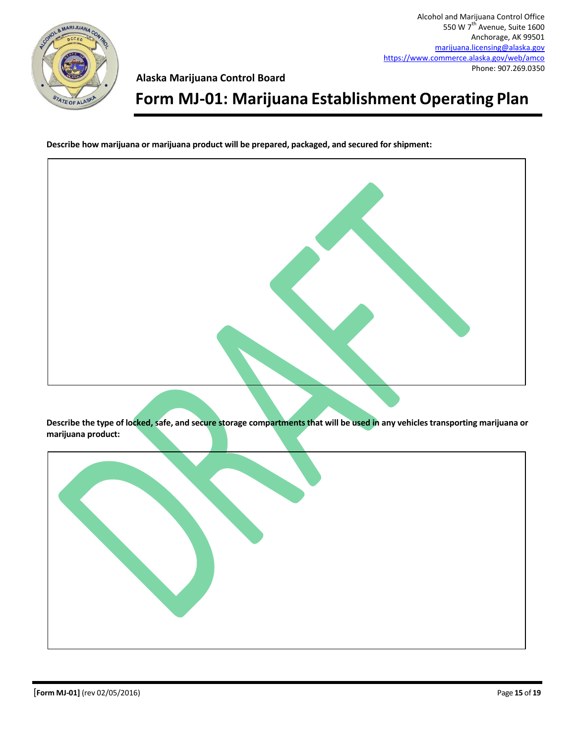Alcohol and Marijuana Control Office
550 W 7th Avenue, Suite 1600
Anchorage, AK 99501
marijuana.licensing@alaska.gov
https://www.commerce.alaska.gov/web/amco
Phone: 907.269.0350

**Alaska Marijuana Control Board**

# Form MJ-01: Marijuana Establishment Operating Plan

**Describe how marijuana or marijuana product will be prepared, packaged, and secured for shipment:**

| |
|---|
| |

**Describe the type of locked, safe, and secure storage compartments that will be used in any vehicles transporting marijuana or marijuana product:**

| |
|---|
| |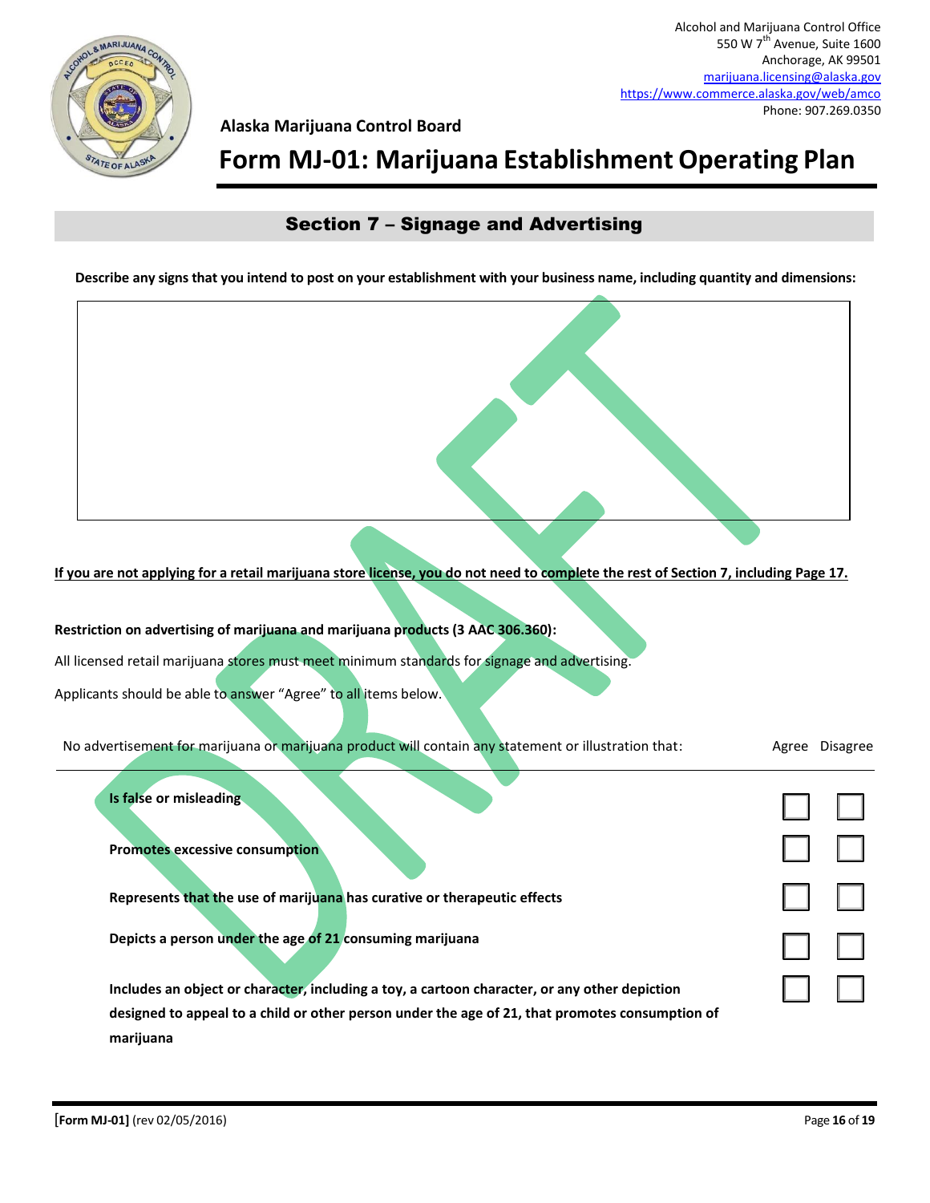Alcohol and Marijuana Control Office
550 W 7th Avenue, Suite 1600
Anchorage, AK 99501
marijuana.licensing@alaska.gov
https://www.commerce.alaska.gov/web/amco
Phone: 907.269.0350

**Alaska Marijuana Control Board**

# Form MJ-01: Marijuana Establishment Operating Plan

## Section 7 – Signage and Advertising

**Describe any signs that you intend to post on your establishment with your business name, including quantity and dimensions:**

| |
|---|
| |

**If you are not applying for a retail marijuana store license, you do not need to complete the rest of Section 7, including Page 17.**

**Restriction on advertising of marijuana and marijuana products (3 AAC 306.360):**

All licensed retail marijuana stores must meet minimum standards for signage and advertising.

Applicants should be able to answer "Agree" to all items below.

| No advertisement for marijuana or marijuana product will contain any statement or illustration that: | Agree | Disagree |
|---|---|---|
| **Is false or misleading** | ☐ | ☐ |
| **Promotes excessive consumption** | ☐ | ☐ |
| **Represents that the use of marijuana has curative or therapeutic effects** | ☐ | ☐ |
| **Depicts a person under the age of 21 consuming marijuana** | ☐ | ☐ |
| **Includes an object or character, including a toy, a cartoon character, or any other depiction designed to appeal to a child or other person under the age of 21, that promotes consumption of marijuana** | ☐ | ☐ |

[Form MJ-01] (rev 02/05/2016)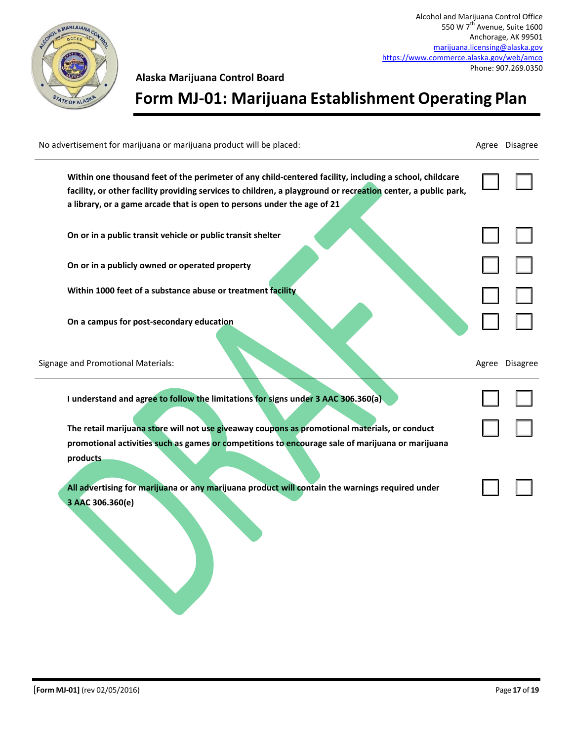Alcohol and Marijuana Control Office
550 W 7th Avenue, Suite 1600
Anchorage, AK 99501
marijuana.licensing@alaska.gov
https://www.commerce.alaska.gov/web/amco
Phone: 907.269.0350

**Alaska Marijuana Control Board**

# Form MJ-01: Marijuana Establishment Operating Plan

| No advertisement for marijuana or marijuana product will be placed: | Agree | Disagree |
|---|---|---|
| **Within one thousand feet of the perimeter of any child-centered facility, including a school, childcare facility, or other facility providing services to children, a playground or recreation center, a public park, a library, or a game arcade that is open to persons under the age of 21** | ☐ | ☐ |
| **On or in a public transit vehicle or public transit shelter** | ☐ | ☐ |
| **On or in a publicly owned or operated property** | ☐ | ☐ |
| **Within 1000 feet of a substance abuse or treatment facility** | ☐ | ☐ |
| **On a campus for post-secondary education** | ☐ | ☐ |

| Signage and Promotional Materials: | Agree | Disagree |
|---|---|---|
| **I understand and agree to follow the limitations for signs under 3 AAC 306.360(a)** | ☐ | ☐ |
| **The retail marijuana store will not use giveaway coupons as promotional materials, or conduct promotional activities such as games or competitions to encourage sale of marijuana or marijuana products** | ☐ | ☐ |
| **All advertising for marijuana or any marijuana product will contain the warnings required under 3 AAC 306.360(e)** | ☐ | ☐ |

[Form MJ-01] (rev 02/05/2016)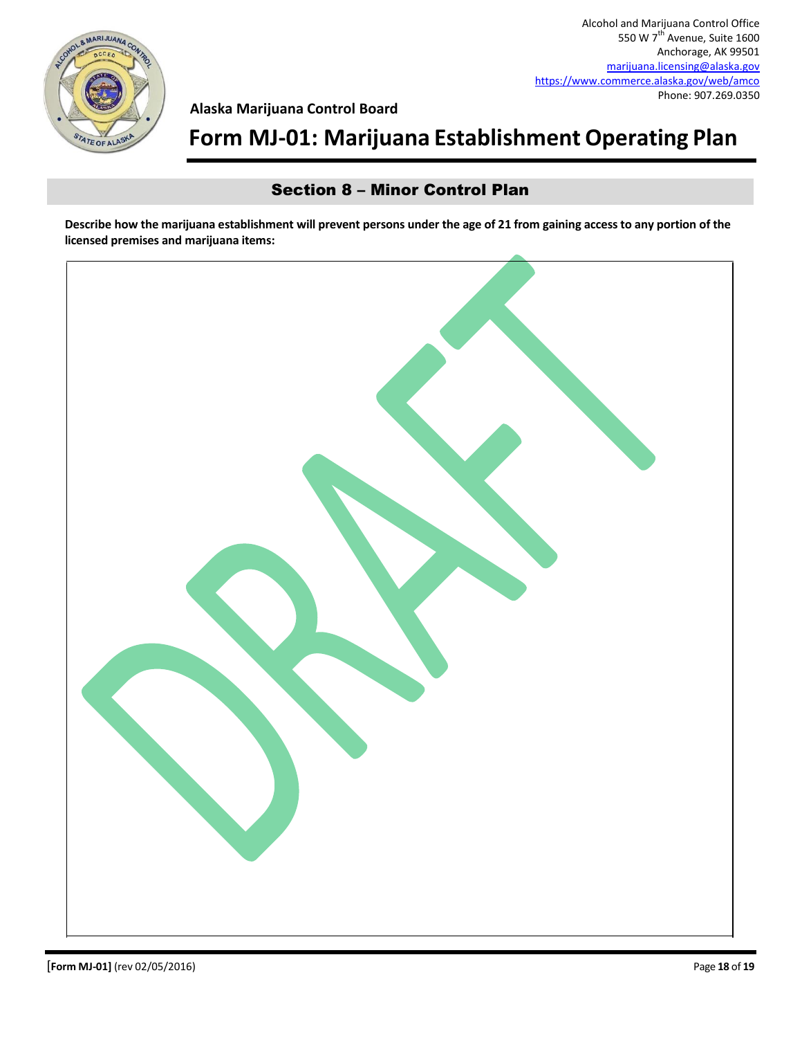Alcohol and Marijuana Control Office
550 W 7th Avenue, Suite 1600
Anchorage, AK 99501
marijuana.licensing@alaska.gov
https://www.commerce.alaska.gov/web/amco
Phone: 907.269.0350

**Alaska Marijuana Control Board**

# Form MJ-01: Marijuana Establishment Operating Plan

## Section 8 – Minor Control Plan

**Describe how the marijuana establishment will prevent persons under the age of 21 from gaining access to any portion of the licensed premises and marijuana items:**

DRAFT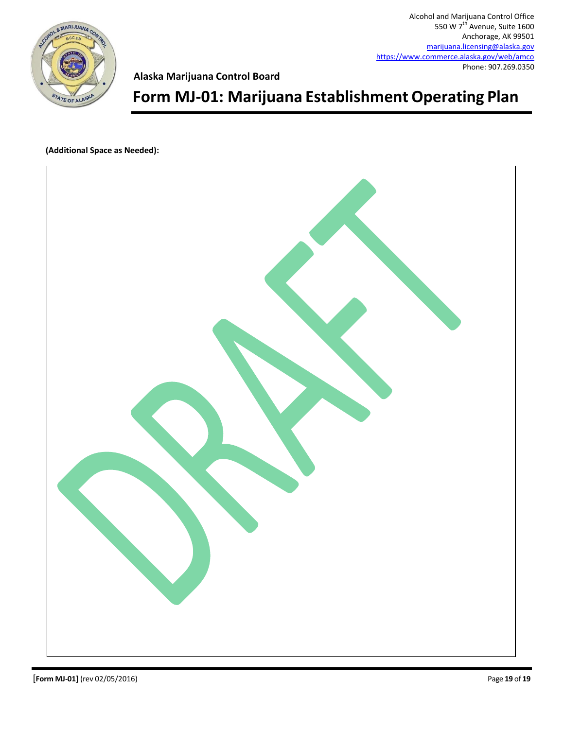Alcohol and Marijuana Control Office
550 W 7th Avenue, Suite 1600
Anchorage, AK 99501
marijuana.licensing@alaska.gov
https://www.commerce.alaska.gov/web/amco
Phone: 907.269.0350

**Alaska Marijuana Control Board**

# Form MJ-01: Marijuana Establishment Operating Plan

**(Additional Space as Needed):**

DRAFT